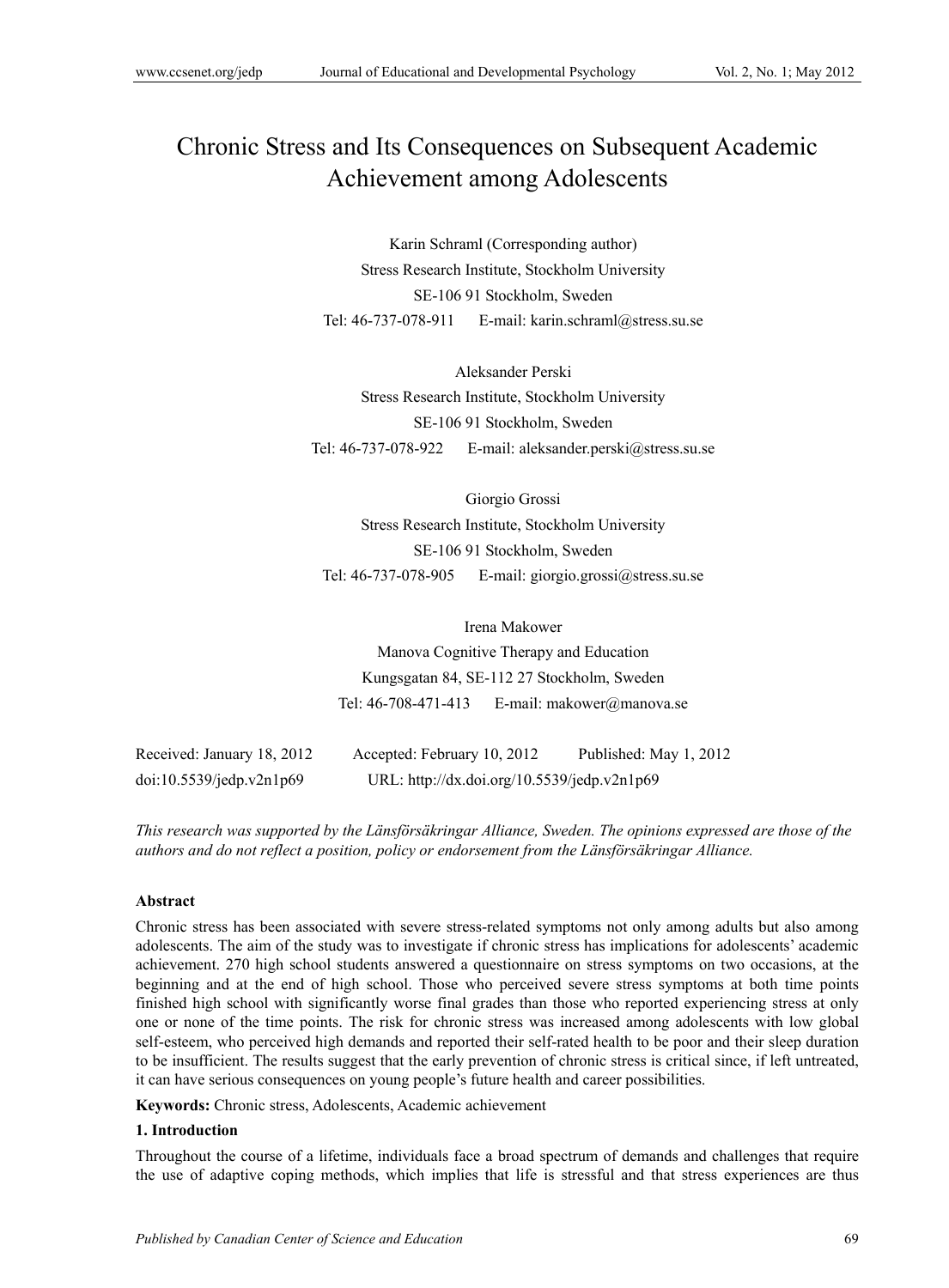# Chronic Stress and Its Consequences on Subsequent Academic Achievement among Adolescents

Karin Schraml (Corresponding author)
Stress Research Institute, Stockholm University
SE-106 91 Stockholm, Sweden
Tel: 46-737-078-911 E-mail: karin.schraml@stress.su.se

Aleksander Perski
Stress Research Institute, Stockholm University
SE-106 91 Stockholm, Sweden
Tel: 46-737-078-922 E-mail: aleksander.perski@stress.su.se

Giorgio Grossi
Stress Research Institute, Stockholm University
SE-106 91 Stockholm, Sweden
Tel: 46-737-078-905 E-mail: giorgio.grossi@stress.su.se

Irena Makower
Manova Cognitive Therapy and Education
Kungsgatan 84, SE-112 27 Stockholm, Sweden
Tel: 46-708-471-413 E-mail: makower@manova.se

Received: January 18, 2012 Accepted: February 10, 2012 Published: May 1, 2012
doi:10.5539/jedp.v2n1p69 URL: http://dx.doi.org/10.5539/jedp.v2n1p69

*This research was supported by the Länsförsäkringar Alliance, Sweden. The opinions expressed are those of the authors and do not reflect a position, policy or endorsement from the Länsförsäkringar Alliance.*

**Abstract**

Chronic stress has been associated with severe stress-related symptoms not only among adults but also among adolescents. The aim of the study was to investigate if chronic stress has implications for adolescents' academic achievement. 270 high school students answered a questionnaire on stress symptoms on two occasions, at the beginning and at the end of high school. Those who perceived severe stress symptoms at both time points finished high school with significantly worse final grades than those who reported experiencing stress at only one or none of the time points. The risk for chronic stress was increased among adolescents with low global self-esteem, who perceived high demands and reported their self-rated health to be poor and their sleep duration to be insufficient. The results suggest that the early prevention of chronic stress is critical since, if left untreated, it can have serious consequences on young people's future health and career possibilities.

**Keywords:** Chronic stress, Adolescents, Academic achievement

## 1. Introduction

Throughout the course of a lifetime, individuals face a broad spectrum of demands and challenges that require the use of adaptive coping methods, which implies that life is stressful and that stress experiences are thus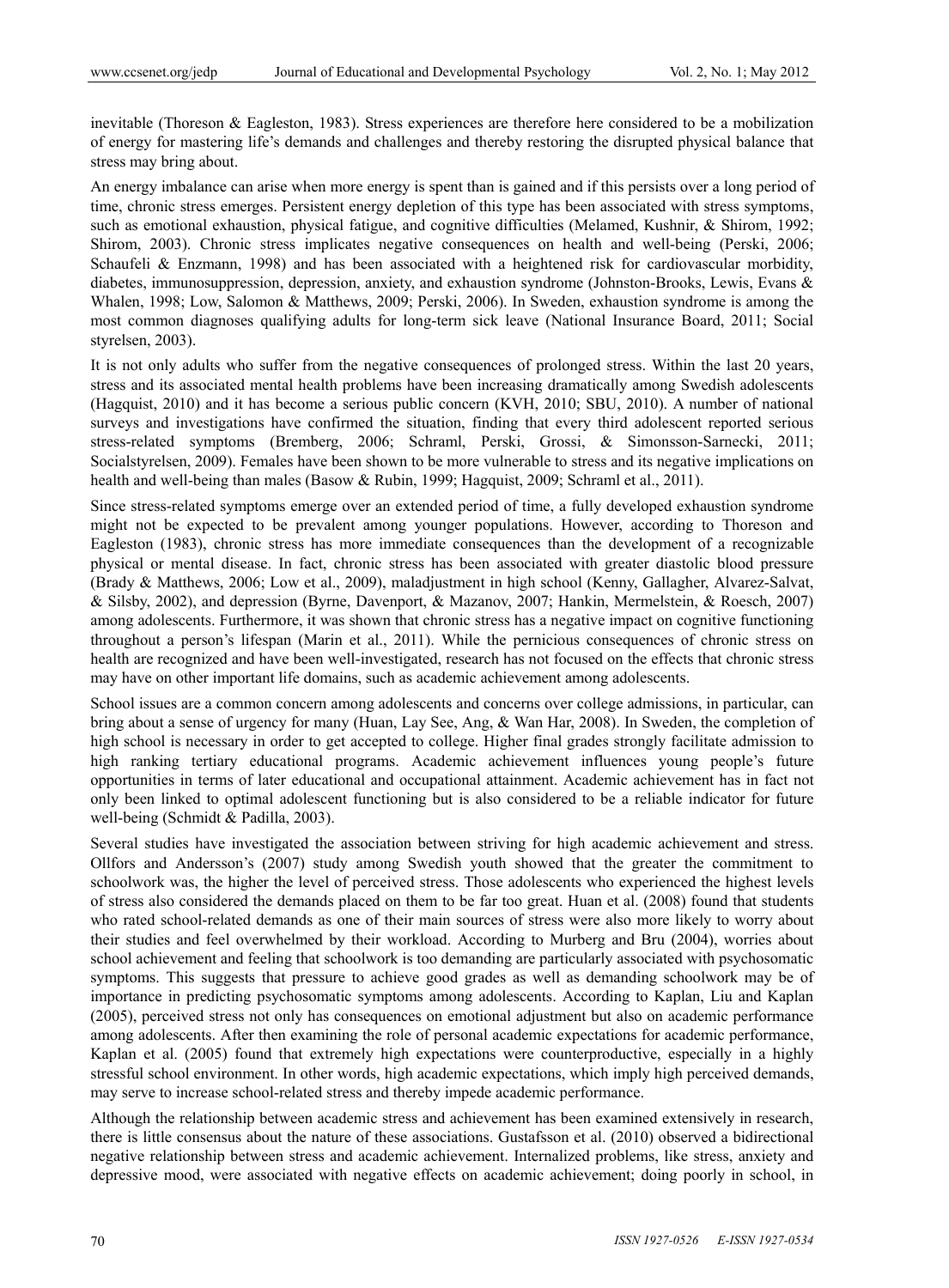inevitable (Thoreson & Eagleston, 1983). Stress experiences are therefore here considered to be a mobilization of energy for mastering life's demands and challenges and thereby restoring the disrupted physical balance that stress may bring about.

An energy imbalance can arise when more energy is spent than is gained and if this persists over a long period of time, chronic stress emerges. Persistent energy depletion of this type has been associated with stress symptoms, such as emotional exhaustion, physical fatigue, and cognitive difficulties (Melamed, Kushnir, & Shirom, 1992; Shirom, 2003). Chronic stress implicates negative consequences on health and well-being (Perski, 2006; Schaufeli & Enzmann, 1998) and has been associated with a heightened risk for cardiovascular morbidity, diabetes, immunosuppression, depression, anxiety, and exhaustion syndrome (Johnston-Brooks, Lewis, Evans & Whalen, 1998; Low, Salomon & Matthews, 2009; Perski, 2006). In Sweden, exhaustion syndrome is among the most common diagnoses qualifying adults for long-term sick leave (National Insurance Board, 2011; Social styrelsen, 2003).

It is not only adults who suffer from the negative consequences of prolonged stress. Within the last 20 years, stress and its associated mental health problems have been increasing dramatically among Swedish adolescents (Hagquist, 2010) and it has become a serious public concern (KVH, 2010; SBU, 2010). A number of national surveys and investigations have confirmed the situation, finding that every third adolescent reported serious stress-related symptoms (Bremberg, 2006; Schraml, Perski, Grossi, & Simonsson-Sarnecki, 2011; Socialstyrelsen, 2009). Females have been shown to be more vulnerable to stress and its negative implications on health and well-being than males (Basow & Rubin, 1999; Hagquist, 2009; Schraml et al., 2011).

Since stress-related symptoms emerge over an extended period of time, a fully developed exhaustion syndrome might not be expected to be prevalent among younger populations. However, according to Thoreson and Eagleston (1983), chronic stress has more immediate consequences than the development of a recognizable physical or mental disease. In fact, chronic stress has been associated with greater diastolic blood pressure (Brady & Matthews, 2006; Low et al., 2009), maladjustment in high school (Kenny, Gallagher, Alvarez-Salvat, & Silsby, 2002), and depression (Byrne, Davenport, & Mazanov, 2007; Hankin, Mermelstein, & Roesch, 2007) among adolescents. Furthermore, it was shown that chronic stress has a negative impact on cognitive functioning throughout a person's lifespan (Marin et al., 2011). While the pernicious consequences of chronic stress on health are recognized and have been well-investigated, research has not focused on the effects that chronic stress may have on other important life domains, such as academic achievement among adolescents.

School issues are a common concern among adolescents and concerns over college admissions, in particular, can bring about a sense of urgency for many (Huan, Lay See, Ang, & Wan Har, 2008). In Sweden, the completion of high school is necessary in order to get accepted to college. Higher final grades strongly facilitate admission to high ranking tertiary educational programs. Academic achievement influences young people's future opportunities in terms of later educational and occupational attainment. Academic achievement has in fact not only been linked to optimal adolescent functioning but is also considered to be a reliable indicator for future well-being (Schmidt & Padilla, 2003).

Several studies have investigated the association between striving for high academic achievement and stress. Ollfors and Andersson's (2007) study among Swedish youth showed that the greater the commitment to schoolwork was, the higher the level of perceived stress. Those adolescents who experienced the highest levels of stress also considered the demands placed on them to be far too great. Huan et al. (2008) found that students who rated school-related demands as one of their main sources of stress were also more likely to worry about their studies and feel overwhelmed by their workload. According to Murberg and Bru (2004), worries about school achievement and feeling that schoolwork is too demanding are particularly associated with psychosomatic symptoms. This suggests that pressure to achieve good grades as well as demanding schoolwork may be of importance in predicting psychosomatic symptoms among adolescents. According to Kaplan, Liu and Kaplan (2005), perceived stress not only has consequences on emotional adjustment but also on academic performance among adolescents. After then examining the role of personal academic expectations for academic performance, Kaplan et al. (2005) found that extremely high expectations were counterproductive, especially in a highly stressful school environment. In other words, high academic expectations, which imply high perceived demands, may serve to increase school-related stress and thereby impede academic performance.

Although the relationship between academic stress and achievement has been examined extensively in research, there is little consensus about the nature of these associations. Gustafsson et al. (2010) observed a bidirectional negative relationship between stress and academic achievement. Internalized problems, like stress, anxiety and depressive mood, were associated with negative effects on academic achievement; doing poorly in school, in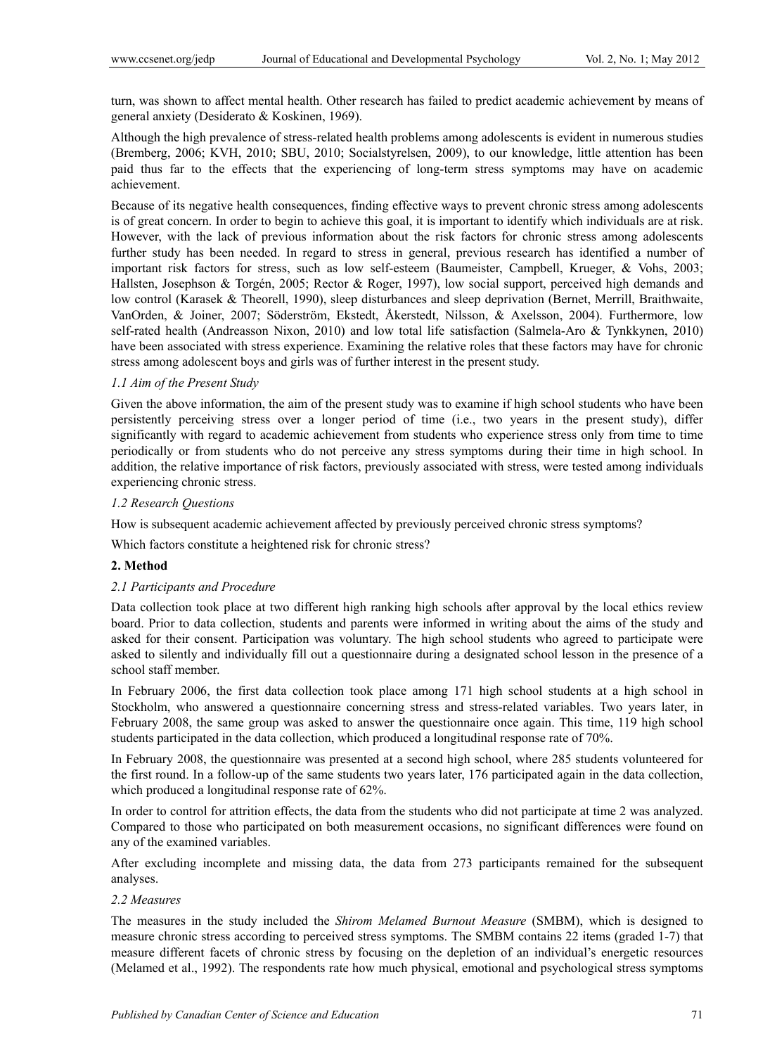turn, was shown to affect mental health. Other research has failed to predict academic achievement by means of general anxiety (Desiderato & Koskinen, 1969).

Although the high prevalence of stress-related health problems among adolescents is evident in numerous studies (Bremberg, 2006; KVH, 2010; SBU, 2010; Socialstyrelsen, 2009), to our knowledge, little attention has been paid thus far to the effects that the experiencing of long-term stress symptoms may have on academic achievement.

Because of its negative health consequences, finding effective ways to prevent chronic stress among adolescents is of great concern. In order to begin to achieve this goal, it is important to identify which individuals are at risk. However, with the lack of previous information about the risk factors for chronic stress among adolescents further study has been needed. In regard to stress in general, previous research has identified a number of important risk factors for stress, such as low self-esteem (Baumeister, Campbell, Krueger, & Vohs, 2003; Hallsten, Josephson & Torgén, 2005; Rector & Roger, 1997), low social support, perceived high demands and low control (Karasek & Theorell, 1990), sleep disturbances and sleep deprivation (Bernet, Merrill, Braithwaite, VanOrden, & Joiner, 2007; Söderström, Ekstedt, Åkerstedt, Nilsson, & Axelsson, 2004). Furthermore, low self-rated health (Andreasson Nixon, 2010) and low total life satisfaction (Salmela-Aro & Tynkkynen, 2010) have been associated with stress experience. Examining the relative roles that these factors may have for chronic stress among adolescent boys and girls was of further interest in the present study.

### *1.1 Aim of the Present Study*

Given the above information, the aim of the present study was to examine if high school students who have been persistently perceiving stress over a longer period of time (i.e., two years in the present study), differ significantly with regard to academic achievement from students who experience stress only from time to time periodically or from students who do not perceive any stress symptoms during their time in high school. In addition, the relative importance of risk factors, previously associated with stress, were tested among individuals experiencing chronic stress.

### *1.2 Research Questions*

How is subsequent academic achievement affected by previously perceived chronic stress symptoms?

Which factors constitute a heightened risk for chronic stress?

## **2. Method**

### *2.1 Participants and Procedure*

Data collection took place at two different high ranking high schools after approval by the local ethics review board. Prior to data collection, students and parents were informed in writing about the aims of the study and asked for their consent. Participation was voluntary. The high school students who agreed to participate were asked to silently and individually fill out a questionnaire during a designated school lesson in the presence of a school staff member.

In February 2006, the first data collection took place among 171 high school students at a high school in Stockholm, who answered a questionnaire concerning stress and stress-related variables. Two years later, in February 2008, the same group was asked to answer the questionnaire once again. This time, 119 high school students participated in the data collection, which produced a longitudinal response rate of 70%.

In February 2008, the questionnaire was presented at a second high school, where 285 students volunteered for the first round. In a follow-up of the same students two years later, 176 participated again in the data collection, which produced a longitudinal response rate of 62%.

In order to control for attrition effects, the data from the students who did not participate at time 2 was analyzed. Compared to those who participated on both measurement occasions, no significant differences were found on any of the examined variables.

After excluding incomplete and missing data, the data from 273 participants remained for the subsequent analyses.

### *2.2 Measures*

The measures in the study included the *Shirom Melamed Burnout Measure* (SMBM), which is designed to measure chronic stress according to perceived stress symptoms. The SMBM contains 22 items (graded 1-7) that measure different facets of chronic stress by focusing on the depletion of an individual's energetic resources (Melamed et al., 1992). The respondents rate how much physical, emotional and psychological stress symptoms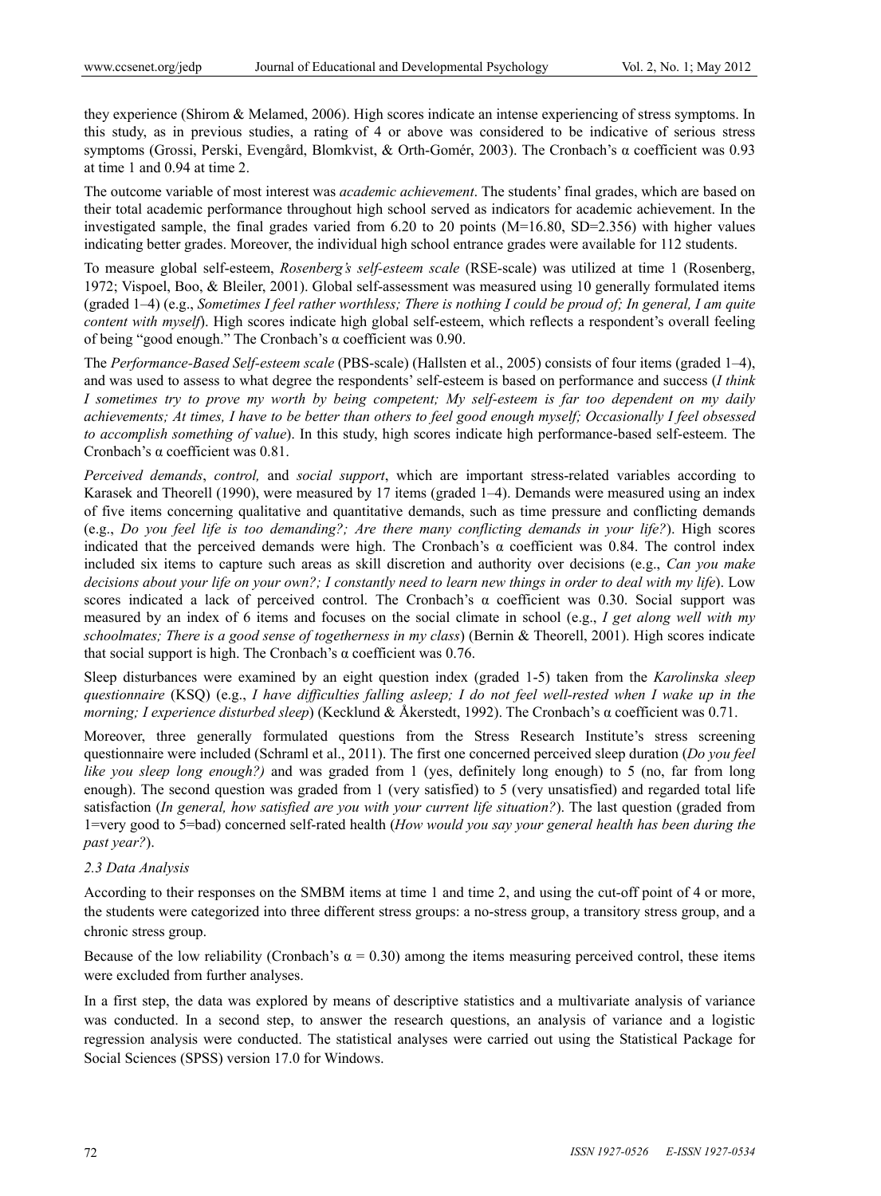they experience (Shirom & Melamed, 2006). High scores indicate an intense experiencing of stress symptoms. In this study, as in previous studies, a rating of 4 or above was considered to be indicative of serious stress symptoms (Grossi, Perski, Evengård, Blomkvist, & Orth-Gomér, 2003). The Cronbach's α coefficient was 0.93 at time 1 and 0.94 at time 2.

The outcome variable of most interest was *academic achievement*. The students' final grades, which are based on their total academic performance throughout high school served as indicators for academic achievement. In the investigated sample, the final grades varied from 6.20 to 20 points (M=16.80, SD=2.356) with higher values indicating better grades. Moreover, the individual high school entrance grades were available for 112 students.

To measure global self-esteem, *Rosenberg's self-esteem scale* (RSE-scale) was utilized at time 1 (Rosenberg, 1972; Vispoel, Boo, & Bleiler, 2001). Global self-assessment was measured using 10 generally formulated items (graded 1–4) (e.g., *Sometimes I feel rather worthless; There is nothing I could be proud of; In general, I am quite content with myself*). High scores indicate high global self-esteem, which reflects a respondent's overall feeling of being "good enough." The Cronbach's α coefficient was 0.90.

The *Performance-Based Self-esteem scale* (PBS-scale) (Hallsten et al., 2005) consists of four items (graded 1–4), and was used to assess to what degree the respondents' self-esteem is based on performance and success (*I think I sometimes try to prove my worth by being competent; My self-esteem is far too dependent on my daily achievements; At times, I have to be better than others to feel good enough myself; Occasionally I feel obsessed to accomplish something of value*). In this study, high scores indicate high performance-based self-esteem. The Cronbach's α coefficient was 0.81.

*Perceived demands*, *control,* and *social support*, which are important stress-related variables according to Karasek and Theorell (1990), were measured by 17 items (graded 1–4). Demands were measured using an index of five items concerning qualitative and quantitative demands, such as time pressure and conflicting demands (e.g., *Do you feel life is too demanding?; Are there many conflicting demands in your life?*). High scores indicated that the perceived demands were high. The Cronbach's α coefficient was 0.84. The control index included six items to capture such areas as skill discretion and authority over decisions (e.g., *Can you make decisions about your life on your own?; I constantly need to learn new things in order to deal with my life*). Low scores indicated a lack of perceived control. The Cronbach's α coefficient was 0.30. Social support was measured by an index of 6 items and focuses on the social climate in school (e.g., *I get along well with my schoolmates; There is a good sense of togetherness in my class*) (Bernin & Theorell, 2001). High scores indicate that social support is high. The Cronbach's α coefficient was 0.76.

Sleep disturbances were examined by an eight question index (graded 1-5) taken from the *Karolinska sleep questionnaire* (KSQ) (e.g., *I have difficulties falling asleep; I do not feel well-rested when I wake up in the morning; I experience disturbed sleep*) (Kecklund & Åkerstedt, 1992). The Cronbach's α coefficient was 0.71.

Moreover, three generally formulated questions from the Stress Research Institute's stress screening questionnaire were included (Schraml et al., 2011). The first one concerned perceived sleep duration (*Do you feel like you sleep long enough?)* and was graded from 1 (yes, definitely long enough) to 5 (no, far from long enough). The second question was graded from 1 (very satisfied) to 5 (very unsatisfied) and regarded total life satisfaction (*In general, how satisfied are you with your current life situation?*). The last question (graded from 1=very good to 5=bad) concerned self-rated health (*How would you say your general health has been during the past year?*).

### *2.3 Data Analysis*

According to their responses on the SMBM items at time 1 and time 2, and using the cut-off point of 4 or more, the students were categorized into three different stress groups: a no-stress group, a transitory stress group, and a chronic stress group.

Because of the low reliability (Cronbach's α = 0.30) among the items measuring perceived control, these items were excluded from further analyses.

In a first step, the data was explored by means of descriptive statistics and a multivariate analysis of variance was conducted. In a second step, to answer the research questions, an analysis of variance and a logistic regression analysis were conducted. The statistical analyses were carried out using the Statistical Package for Social Sciences (SPSS) version 17.0 for Windows.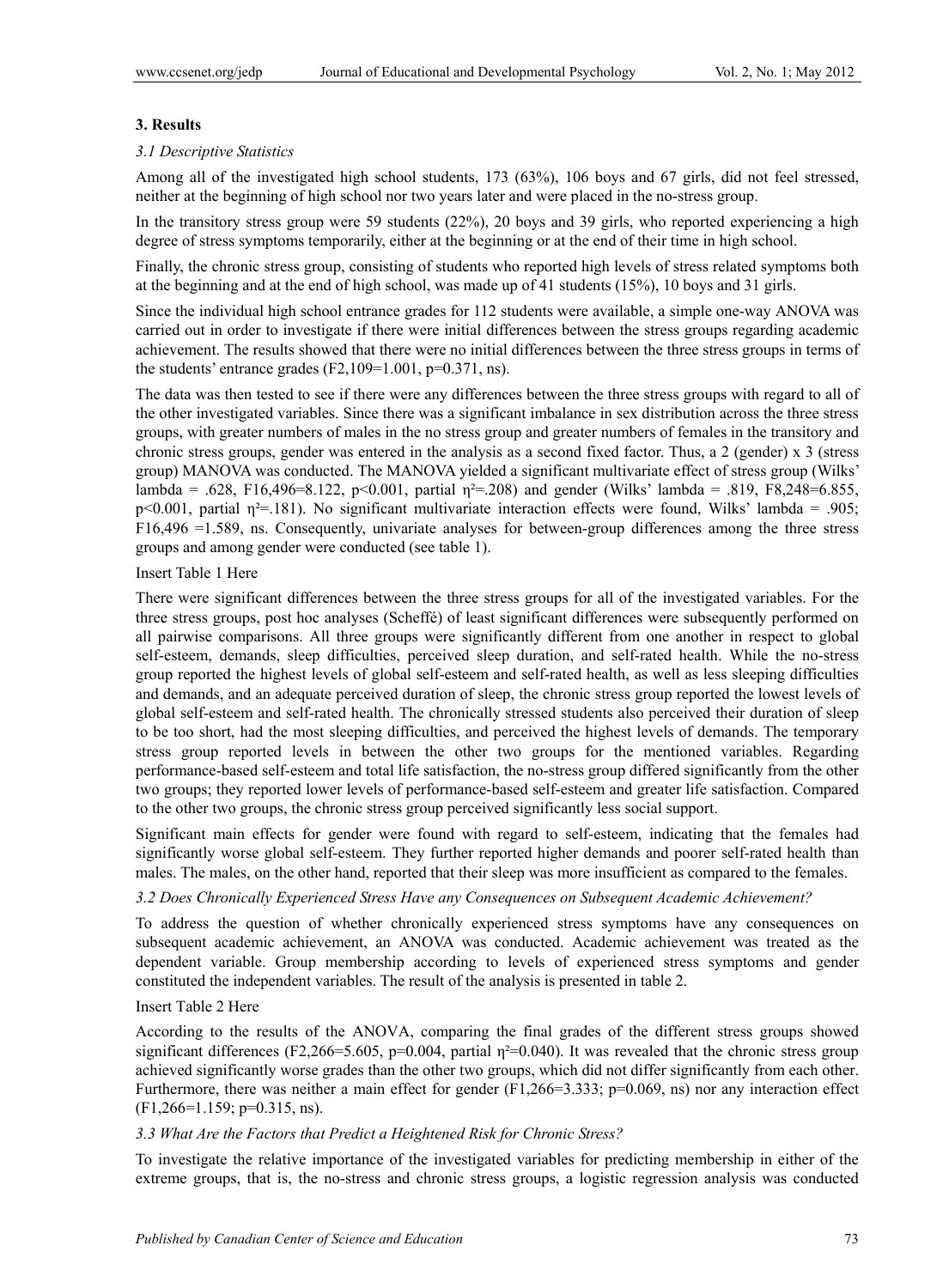## 3. Results

### *3.1 Descriptive Statistics*

Among all of the investigated high school students, 173 (63%), 106 boys and 67 girls, did not feel stressed, neither at the beginning of high school nor two years later and were placed in the no-stress group.

In the transitory stress group were 59 students (22%), 20 boys and 39 girls, who reported experiencing a high degree of stress symptoms temporarily, either at the beginning or at the end of their time in high school.

Finally, the chronic stress group, consisting of students who reported high levels of stress related symptoms both at the beginning and at the end of high school, was made up of 41 students (15%), 10 boys and 31 girls.

Since the individual high school entrance grades for 112 students were available, a simple one-way ANOVA was carried out in order to investigate if there were initial differences between the stress groups regarding academic achievement. The results showed that there were no initial differences between the three stress groups in terms of the students' entrance grades ($F_{2,109}=1.001$, $p=0.371$, ns).

The data was then tested to see if there were any differences between the three stress groups with regard to all of the other investigated variables. Since there was a significant imbalance in sex distribution across the three stress groups, with greater numbers of males in the no stress group and greater numbers of females in the transitory and chronic stress groups, gender was entered in the analysis as a second fixed factor. Thus, a 2 (gender) x 3 (stress group) MANOVA was conducted. The MANOVA yielded a significant multivariate effect of stress group (Wilks' lambda = .628, $F_{16,496}=8.122$, $p<0.001$, partial $\eta^2=.208$) and gender (Wilks' lambda = .819, $F_{8,248}=6.855$, $p<0.001$, partial $\eta^2=.181$). No significant multivariate interaction effects were found, Wilks' lambda = .905; $F_{16,496}=1.589$, ns. Consequently, univariate analyses for between-group differences among the three stress groups and among gender were conducted (see table 1).

Insert Table 1 Here

There were significant differences between the three stress groups for all of the investigated variables. For the three stress groups, post hoc analyses (Scheffé) of least significant differences were subsequently performed on all pairwise comparisons. All three groups were significantly different from one another in respect to global self-esteem, demands, sleep difficulties, perceived sleep duration, and self-rated health. While the no-stress group reported the highest levels of global self-esteem and self-rated health, as well as less sleeping difficulties and demands, and an adequate perceived duration of sleep, the chronic stress group reported the lowest levels of global self-esteem and self-rated health. The chronically stressed students also perceived their duration of sleep to be too short, had the most sleeping difficulties, and perceived the highest levels of demands. The temporary stress group reported levels in between the other two groups for the mentioned variables. Regarding performance-based self-esteem and total life satisfaction, the no-stress group differed significantly from the other two groups; they reported lower levels of performance-based self-esteem and greater life satisfaction. Compared to the other two groups, the chronic stress group perceived significantly less social support.

Significant main effects for gender were found with regard to self-esteem, indicating that the females had significantly worse global self-esteem. They further reported higher demands and poorer self-rated health than males. The males, on the other hand, reported that their sleep was more insufficient as compared to the females.

### *3.2 Does Chronically Experienced Stress Have any Consequences on Subsequent Academic Achievement?*

To address the question of whether chronically experienced stress symptoms have any consequences on subsequent academic achievement, an ANOVA was conducted. Academic achievement was treated as the dependent variable. Group membership according to levels of experienced stress symptoms and gender constituted the independent variables. The result of the analysis is presented in table 2.

Insert Table 2 Here

According to the results of the ANOVA, comparing the final grades of the different stress groups showed significant differences ($F_{2,266}=5.605$, $p=0.004$, partial $\eta^2=0.040$). It was revealed that the chronic stress group achieved significantly worse grades than the other two groups, which did not differ significantly from each other. Furthermore, there was neither a main effect for gender ($F_{1,266}=3.333$; $p=0.069$, ns) nor any interaction effect ($F_{1,266}=1.159$; $p=0.315$, ns).

### *3.3 What Are the Factors that Predict a Heightened Risk for Chronic Stress?*

To investigate the relative importance of the investigated variables for predicting membership in either of the extreme groups, that is, the no-stress and chronic stress groups, a logistic regression analysis was conducted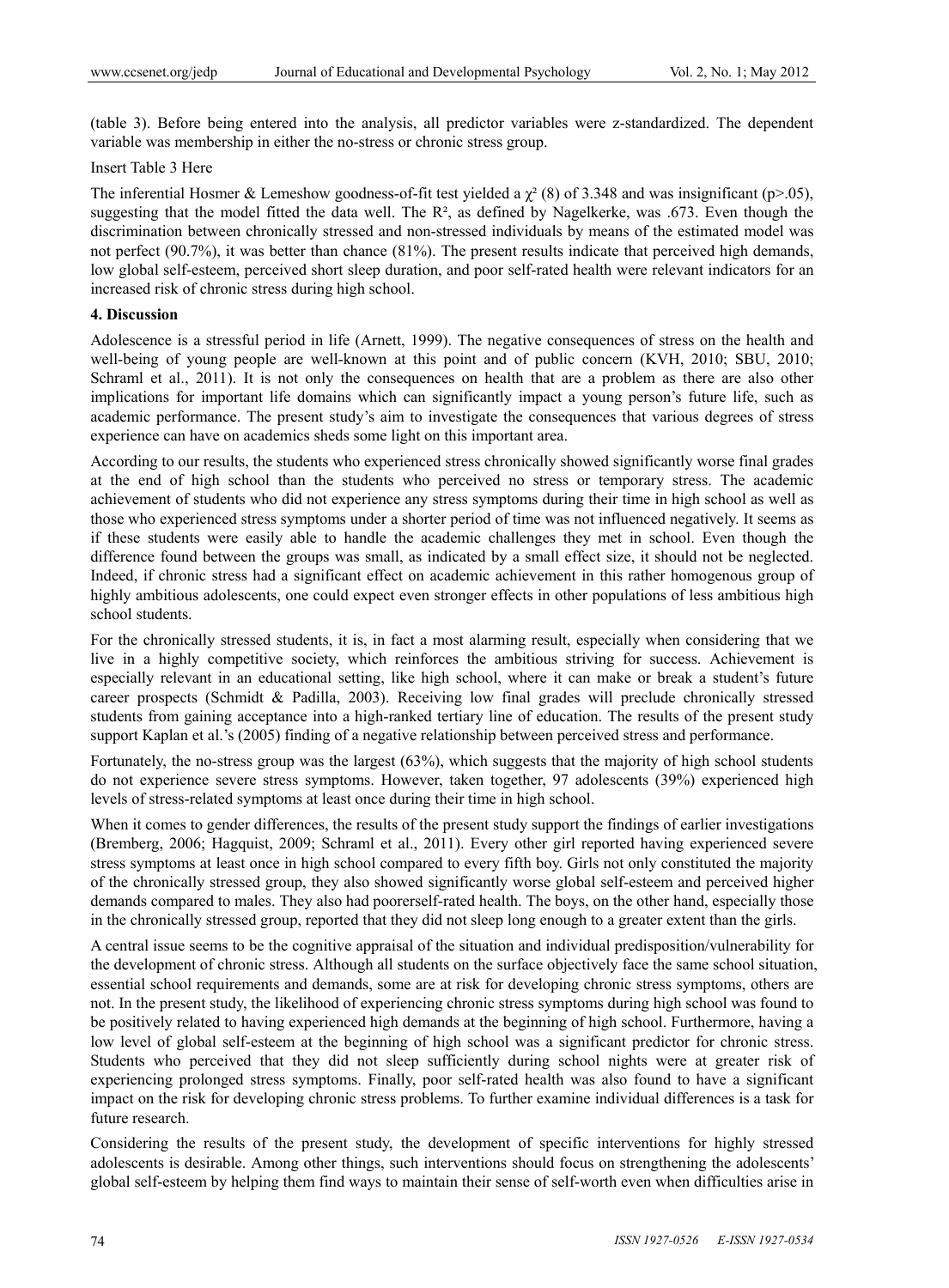(table 3). Before being entered into the analysis, all predictor variables were z-standardized. The dependent variable was membership in either the no-stress or chronic stress group.

Insert Table 3 Here

The inferential Hosmer & Lemeshow goodness-of-fit test yielded a $\chi^2$ (8) of 3.348 and was insignificant ($p>.05$), suggesting that the model fitted the data well. The $R^2$, as defined by Nagelkerke, was .673. Even though the discrimination between chronically stressed and non-stressed individuals by means of the estimated model was not perfect (90.7%), it was better than chance (81%). The present results indicate that perceived high demands, low global self-esteem, perceived short sleep duration, and poor self-rated health were relevant indicators for an increased risk of chronic stress during high school.

## 4. Discussion

Adolescence is a stressful period in life (Arnett, 1999). The negative consequences of stress on the health and well-being of young people are well-known at this point and of public concern (KVH, 2010; SBU, 2010; Schraml et al., 2011). It is not only the consequences on health that are a problem as there are also other implications for important life domains which can significantly impact a young person's future life, such as academic performance. The present study's aim to investigate the consequences that various degrees of stress experience can have on academics sheds some light on this important area.

According to our results, the students who experienced stress chronically showed significantly worse final grades at the end of high school than the students who perceived no stress or temporary stress. The academic achievement of students who did not experience any stress symptoms during their time in high school as well as those who experienced stress symptoms under a shorter period of time was not influenced negatively. It seems as if these students were easily able to handle the academic challenges they met in school. Even though the difference found between the groups was small, as indicated by a small effect size, it should not be neglected. Indeed, if chronic stress had a significant effect on academic achievement in this rather homogenous group of highly ambitious adolescents, one could expect even stronger effects in other populations of less ambitious high school students.

For the chronically stressed students, it is, in fact a most alarming result, especially when considering that we live in a highly competitive society, which reinforces the ambitious striving for success. Achievement is especially relevant in an educational setting, like high school, where it can make or break a student's future career prospects (Schmidt & Padilla, 2003). Receiving low final grades will preclude chronically stressed students from gaining acceptance into a high-ranked tertiary line of education. The results of the present study support Kaplan et al.'s (2005) finding of a negative relationship between perceived stress and performance.

Fortunately, the no-stress group was the largest (63%), which suggests that the majority of high school students do not experience severe stress symptoms. However, taken together, 97 adolescents (39%) experienced high levels of stress-related symptoms at least once during their time in high school.

When it comes to gender differences, the results of the present study support the findings of earlier investigations (Bremberg, 2006; Hagquist, 2009; Schraml et al., 2011). Every other girl reported having experienced severe stress symptoms at least once in high school compared to every fifth boy. Girls not only constituted the majority of the chronically stressed group, they also showed significantly worse global self-esteem and perceived higher demands compared to males. They also had poorerself-rated health. The boys, on the other hand, especially those in the chronically stressed group, reported that they did not sleep long enough to a greater extent than the girls.

A central issue seems to be the cognitive appraisal of the situation and individual predisposition/vulnerability for the development of chronic stress. Although all students on the surface objectively face the same school situation, essential school requirements and demands, some are at risk for developing chronic stress symptoms, others are not. In the present study, the likelihood of experiencing chronic stress symptoms during high school was found to be positively related to having experienced high demands at the beginning of high school. Furthermore, having a low level of global self-esteem at the beginning of high school was a significant predictor for chronic stress. Students who perceived that they did not sleep sufficiently during school nights were at greater risk of experiencing prolonged stress symptoms. Finally, poor self-rated health was also found to have a significant impact on the risk for developing chronic stress problems. To further examine individual differences is a task for future research.

Considering the results of the present study, the development of specific interventions for highly stressed adolescents is desirable. Among other things, such interventions should focus on strengthening the adolescents' global self-esteem by helping them find ways to maintain their sense of self-worth even when difficulties arise in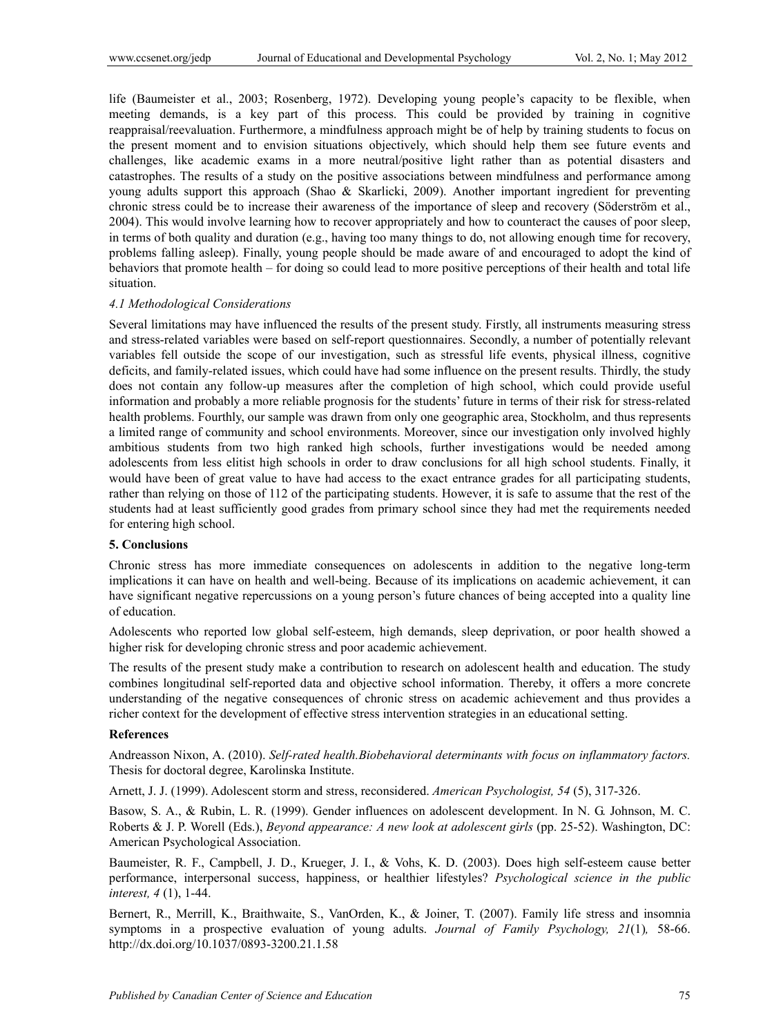life (Baumeister et al., 2003; Rosenberg, 1972). Developing young people's capacity to be flexible, when meeting demands, is a key part of this process. This could be provided by training in cognitive reappraisal/reevaluation. Furthermore, a mindfulness approach might be of help by training students to focus on the present moment and to envision situations objectively, which should help them see future events and challenges, like academic exams in a more neutral/positive light rather than as potential disasters and catastrophes. The results of a study on the positive associations between mindfulness and performance among young adults support this approach (Shao & Skarlicki, 2009). Another important ingredient for preventing chronic stress could be to increase their awareness of the importance of sleep and recovery (Söderström et al., 2004). This would involve learning how to recover appropriately and how to counteract the causes of poor sleep, in terms of both quality and duration (e.g., having too many things to do, not allowing enough time for recovery, problems falling asleep). Finally, young people should be made aware of and encouraged to adopt the kind of behaviors that promote health – for doing so could lead to more positive perceptions of their health and total life situation.

### *4.1 Methodological Considerations*

Several limitations may have influenced the results of the present study. Firstly, all instruments measuring stress and stress-related variables were based on self-report questionnaires. Secondly, a number of potentially relevant variables fell outside the scope of our investigation, such as stressful life events, physical illness, cognitive deficits, and family-related issues, which could have had some influence on the present results. Thirdly, the study does not contain any follow-up measures after the completion of high school, which could provide useful information and probably a more reliable prognosis for the students' future in terms of their risk for stress-related health problems. Fourthly, our sample was drawn from only one geographic area, Stockholm, and thus represents a limited range of community and school environments. Moreover, since our investigation only involved highly ambitious students from two high ranked high schools, further investigations would be needed among adolescents from less elitist high schools in order to draw conclusions for all high school students. Finally, it would have been of great value to have had access to the exact entrance grades for all participating students, rather than relying on those of 112 of the participating students. However, it is safe to assume that the rest of the students had at least sufficiently good grades from primary school since they had met the requirements needed for entering high school.

## 5. Conclusions

Chronic stress has more immediate consequences on adolescents in addition to the negative long-term implications it can have on health and well-being. Because of its implications on academic achievement, it can have significant negative repercussions on a young person's future chances of being accepted into a quality line of education.

Adolescents who reported low global self-esteem, high demands, sleep deprivation, or poor health showed a higher risk for developing chronic stress and poor academic achievement.

The results of the present study make a contribution to research on adolescent health and education. The study combines longitudinal self-reported data and objective school information. Thereby, it offers a more concrete understanding of the negative consequences of chronic stress on academic achievement and thus provides a richer context for the development of effective stress intervention strategies in an educational setting.

## References

Andreasson Nixon, A. (2010). *Self-rated health.Biobehavioral determinants with focus on inflammatory factors.* Thesis for doctoral degree, Karolinska Institute.

Arnett, J. J. (1999). Adolescent storm and stress, reconsidered. *American Psychologist, 54* (5), 317-326.

Basow, S. A., & Rubin, L. R. (1999). Gender influences on adolescent development. In N. G. Johnson, M. C. Roberts & J. P. Worell (Eds.), *Beyond appearance: A new look at adolescent girls* (pp. 25-52). Washington, DC: American Psychological Association.

Baumeister, R. F., Campbell, J. D., Krueger, J. I., & Vohs, K. D. (2003). Does high self-esteem cause better performance, interpersonal success, happiness, or healthier lifestyles? *Psychological science in the public interest, 4* (1), 1-44.

Bernert, R., Merrill, K., Braithwaite, S., VanOrden, K., & Joiner, T. (2007). Family life stress and insomnia symptoms in a prospective evaluation of young adults. *Journal of Family Psychology, 21*(1)*,* 58-66. http://dx.doi.org/10.1037/0893-3200.21.1.58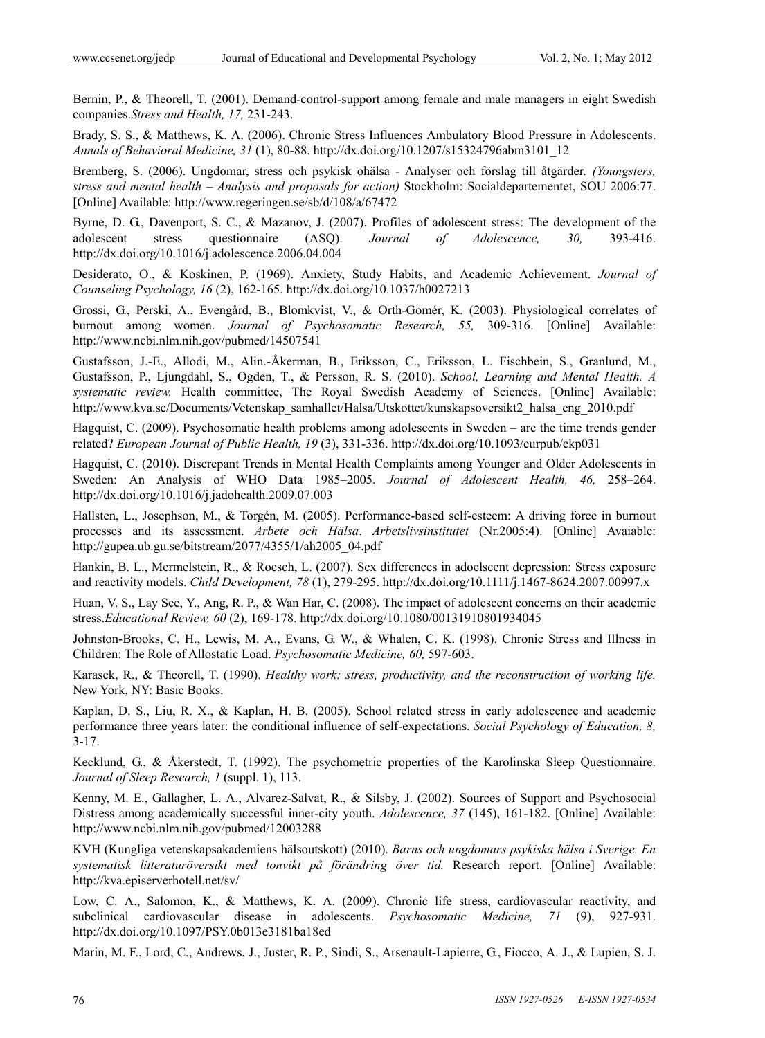Bernin, P., & Theorell, T. (2001). Demand-control-support among female and male managers in eight Swedish companies.*Stress and Health, 17,* 231-243.

Brady, S. S., & Matthews, K. A. (2006). Chronic Stress Influences Ambulatory Blood Pressure in Adolescents. *Annals of Behavioral Medicine, 31* (1), 80-88. http://dx.doi.org/10.1207/s15324796abm3101_12

Bremberg, S. (2006). Ungdomar, stress och psykisk ohälsa - Analyser och förslag till åtgärder*. (Youngsters, stress and mental health – Analysis and proposals for action)* Stockholm: Socialdepartementet, SOU 2006:77. [Online] Available: http://www.regeringen.se/sb/d/108/a/67472

Byrne, D. G., Davenport, S. C., & Mazanov, J. (2007). Profiles of adolescent stress: The development of the adolescent stress questionnaire (ASQ). *Journal of Adolescence, 30,* 393-416. http://dx.doi.org/10.1016/j.adolescence.2006.04.004

Desiderato, O., & Koskinen, P. (1969). Anxiety, Study Habits, and Academic Achievement. *Journal of Counseling Psychology, 16* (2), 162-165. http://dx.doi.org/10.1037/h0027213

Grossi, G., Perski, A., Evengård, B., Blomkvist, V., & Orth-Gomér, K. (2003). Physiological correlates of burnout among women. *Journal of Psychosomatic Research, 55,* 309-316. [Online] Available: http://www.ncbi.nlm.nih.gov/pubmed/14507541

Gustafsson, J.-E., Allodi, M., Alin.-Åkerman, B., Eriksson, C., Eriksson, L. Fischbein, S., Granlund, M., Gustafsson, P., Ljungdahl, S., Ogden, T., & Persson, R. S. (2010). *School, Learning and Mental Health. A systematic review.* Health committee, The Royal Swedish Academy of Sciences. [Online] Available: http://www.kva.se/Documents/Vetenskap_samhallet/Halsa/Utskottet/kunskapsoversikt2_halsa_eng_2010.pdf

Hagquist, C. (2009). Psychosomatic health problems among adolescents in Sweden – are the time trends gender related? *European Journal of Public Health, 19* (3), 331-336. http://dx.doi.org/10.1093/eurpub/ckp031

Hagquist, C. (2010). Discrepant Trends in Mental Health Complaints among Younger and Older Adolescents in Sweden: An Analysis of WHO Data 1985–2005. *Journal of Adolescent Health, 46,* 258–264. http://dx.doi.org/10.1016/j.jadohealth.2009.07.003

Hallsten, L., Josephson, M., & Torgén, M. (2005). Performance-based self-esteem: A driving force in burnout processes and its assessment. *Arbete och Hälsa*. *Arbetslivsinstitutet* (Nr.2005:4). [Online] Avaiable: http://gupea.ub.gu.se/bitstream/2077/4355/1/ah2005_04.pdf

Hankin, B. L., Mermelstein, R., & Roesch, L. (2007). Sex differences in adoelscent depression: Stress exposure and reactivity models. *Child Development, 78* (1), 279-295. http://dx.doi.org/10.1111/j.1467-8624.2007.00997.x

Huan, V. S., Lay See, Y., Ang, R. P., & Wan Har, C. (2008). The impact of adolescent concerns on their academic stress.*Educational Review, 60* (2), 169-178. http://dx.doi.org/10.1080/00131910801934045

Johnston-Brooks, C. H., Lewis, M. A., Evans, G. W., & Whalen, C. K. (1998). Chronic Stress and Illness in Children: The Role of Allostatic Load. *Psychosomatic Medicine, 60,* 597-603.

Karasek, R., & Theorell, T. (1990). *Healthy work: stress, productivity, and the reconstruction of working life.* New York, NY: Basic Books.

Kaplan, D. S., Liu, R. X., & Kaplan, H. B. (2005). School related stress in early adolescence and academic performance three years later: the conditional influence of self-expectations. *Social Psychology of Education, 8,* 3-17.

Kecklund, G., & Åkerstedt, T. (1992). The psychometric properties of the Karolinska Sleep Questionnaire. *Journal of Sleep Research, 1* (suppl. 1), 113.

Kenny, M. E., Gallagher, L. A., Alvarez-Salvat, R., & Silsby, J. (2002). Sources of Support and Psychosocial Distress among academically successful inner-city youth. *Adolescence, 37* (145), 161-182. [Online] Available: http://www.ncbi.nlm.nih.gov/pubmed/12003288

KVH (Kungliga vetenskapsakademiens hälsoutskott) (2010). *Barns och ungdomars psykiska hälsa i Sverige. En systematisk litteraturöversikt med tonvikt på förändring över tid.* Research report. [Online] Available: http://kva.episerverhotell.net/sv/

Low, C. A., Salomon, K., & Matthews, K. A. (2009). Chronic life stress, cardiovascular reactivity, and subclinical cardiovascular disease in adolescents. *Psychosomatic Medicine, 71* (9), 927-931. http://dx.doi.org/10.1097/PSY.0b013e3181ba18ed

Marin, M. F., Lord, C., Andrews, J., Juster, R. P., Sindi, S., Arsenault-Lapierre, G., Fiocco, A. J., & Lupien, S. J.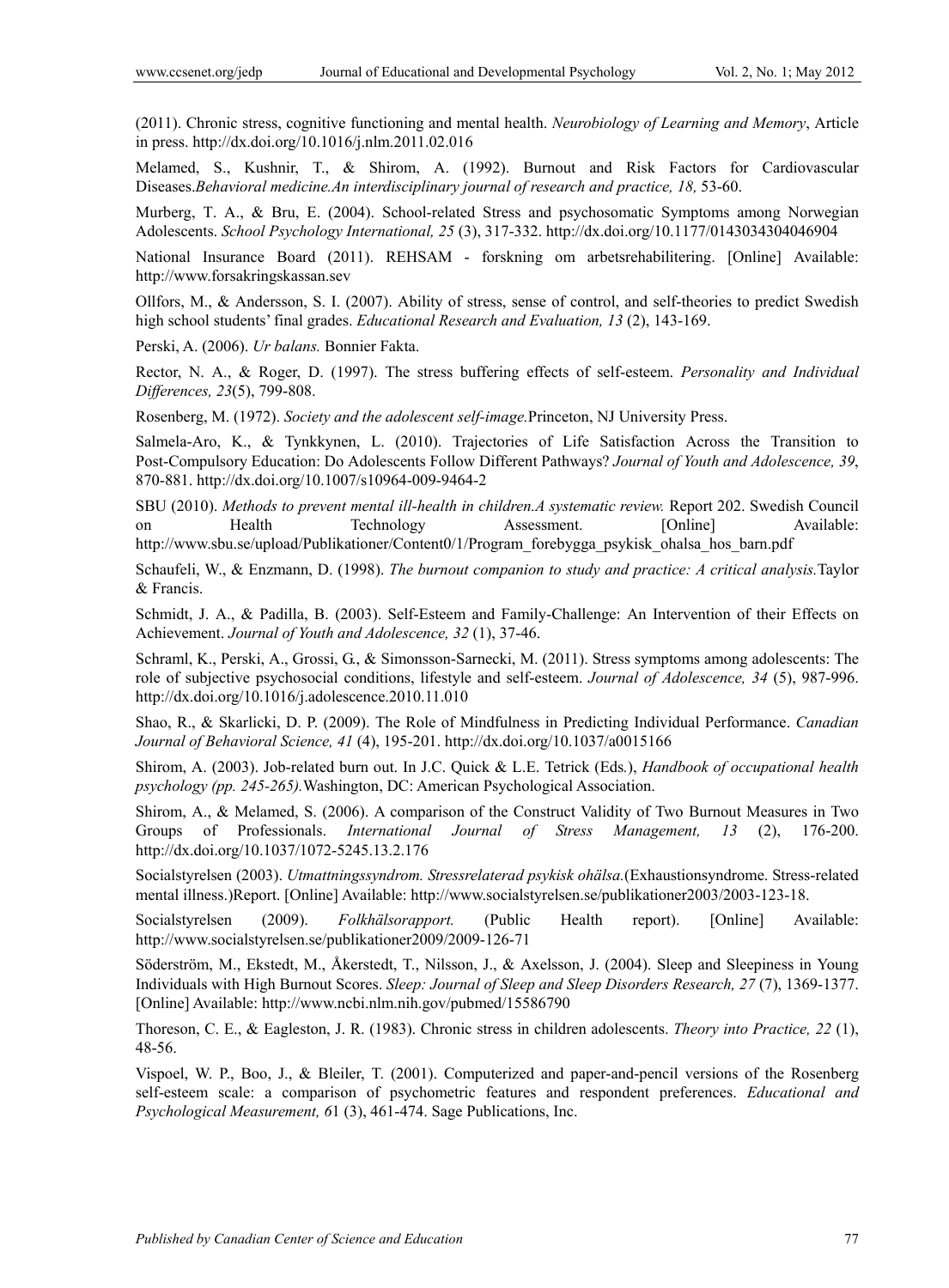(2011). Chronic stress, cognitive functioning and mental health. *Neurobiology of Learning and Memory*, Article in press. http://dx.doi.org/10.1016/j.nlm.2011.02.016

Melamed, S., Kushnir, T., & Shirom, A. (1992). Burnout and Risk Factors for Cardiovascular Diseases.*Behavioral medicine.An interdisciplinary journal of research and practice, 18,* 53-60.

Murberg, T. A., & Bru, E. (2004). School-related Stress and psychosomatic Symptoms among Norwegian Adolescents. *School Psychology International, 25* (3), 317-332. http://dx.doi.org/10.1177/0143034304046904

National Insurance Board (2011). REHSAM - forskning om arbetsrehabilitering. [Online] Available: http://www.forsakringskassan.sev

Ollfors, M., & Andersson, S. I. (2007). Ability of stress, sense of control, and self-theories to predict Swedish high school students' final grades. *Educational Research and Evaluation, 13* (2), 143-169.

Perski, A. (2006). *Ur balans.* Bonnier Fakta.

Rector, N. A., & Roger, D. (1997). The stress buffering effects of self-esteem. *Personality and Individual Differences, 23*(5), 799-808.

Rosenberg, M. (1972). *Society and the adolescent self-image.*Princeton, NJ University Press.

Salmela-Aro, K., & Tynkkynen, L. (2010). Trajectories of Life Satisfaction Across the Transition to Post-Compulsory Education: Do Adolescents Follow Different Pathways? *Journal of Youth and Adolescence, 39*, 870-881. http://dx.doi.org/10.1007/s10964-009-9464-2

SBU (2010). *Methods to prevent mental ill-health in children.A systematic review.* Report 202. Swedish Council on Health Technology Assessment. [Online] Available: http://www.sbu.se/upload/Publikationer/Content0/1/Program_forebygga_psykisk_ohalsa_hos_barn.pdf

Schaufeli, W., & Enzmann, D. (1998). *The burnout companion to study and practice: A critical analysis.*Taylor & Francis.

Schmidt, J. A., & Padilla, B. (2003). Self-Esteem and Family-Challenge: An Intervention of their Effects on Achievement. *Journal of Youth and Adolescence, 32* (1), 37-46.

Schraml, K., Perski, A., Grossi, G., & Simonsson-Sarnecki, M. (2011). Stress symptoms among adolescents: The role of subjective psychosocial conditions, lifestyle and self-esteem. *Journal of Adolescence, 34* (5), 987-996. http://dx.doi.org/10.1016/j.adolescence.2010.11.010

Shao, R., & Skarlicki, D. P. (2009). The Role of Mindfulness in Predicting Individual Performance. *Canadian Journal of Behavioral Science, 41* (4), 195-201. http://dx.doi.org/10.1037/a0015166

Shirom, A. (2003). Job-related burn out. In J.C. Quick & L.E. Tetrick (Eds.), *Handbook of occupational health psychology (pp. 245-265).*Washington, DC: American Psychological Association.

Shirom, A., & Melamed, S. (2006). A comparison of the Construct Validity of Two Burnout Measures in Two Groups of Professionals. *International Journal of Stress Management, 13* (2), 176-200. http://dx.doi.org/10.1037/1072-5245.13.2.176

Socialstyrelsen (2003). *Utmattningssyndrom. Stressrelaterad psykisk ohälsa.*(Exhaustionsyndrome. Stress-related mental illness.)Report. [Online] Available: http://www.socialstyrelsen.se/publikationer2003/2003-123-18.

Socialstyrelsen (2009). *Folkhälsorapport.* (Public Health report). [Online] Available: http://www.socialstyrelsen.se/publikationer2009/2009-126-71

Söderström, M., Ekstedt, M., Åkerstedt, T., Nilsson, J., & Axelsson, J. (2004). Sleep and Sleepiness in Young Individuals with High Burnout Scores. *Sleep: Journal of Sleep and Sleep Disorders Research, 27* (7), 1369-1377. [Online] Available: http://www.ncbi.nlm.nih.gov/pubmed/15586790

Thoreson, C. E., & Eagleston, J. R. (1983). Chronic stress in children adolescents. *Theory into Practice, 22* (1), 48-56.

Vispoel, W. P., Boo, J., & Bleiler, T. (2001). Computerized and paper-and-pencil versions of the Rosenberg self-esteem scale: a comparison of psychometric features and respondent preferences. *Educational and Psychological Measurement, 6*1 (3), 461-474. Sage Publications, Inc.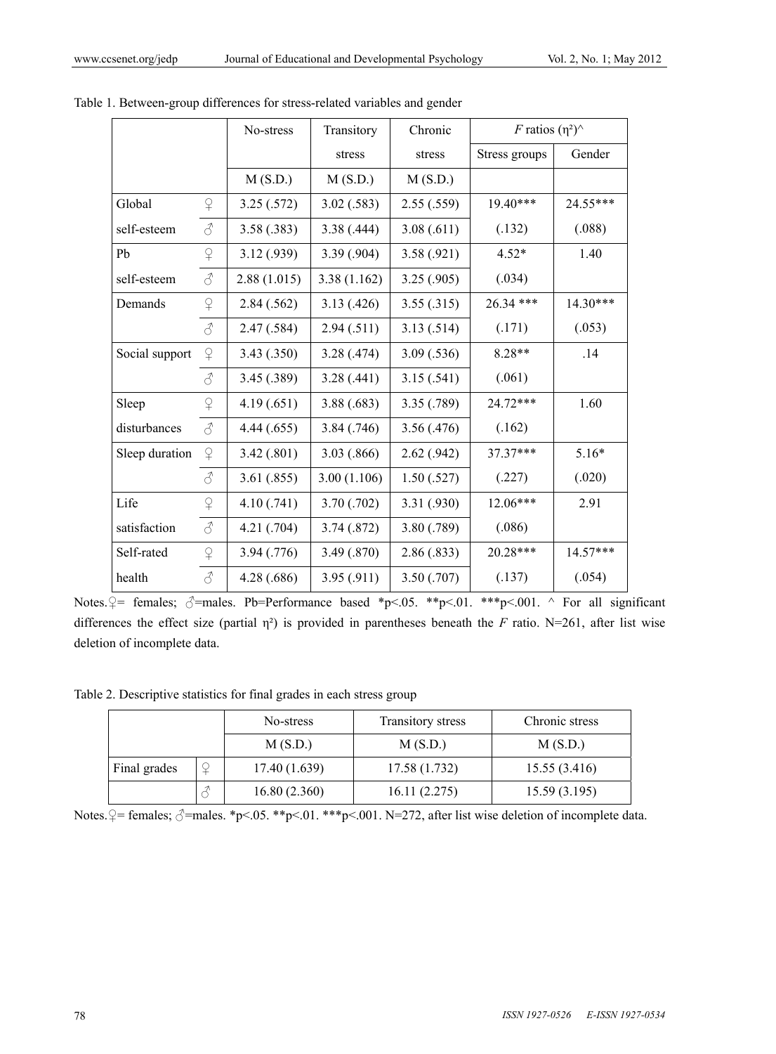Table 1. Between-group differences for stress-related variables and gender

| | | No-stress | Transitory stress | Chronic stress | *F* ratios (η²)^ | |
|---|---|---|---|---|---|---|
| | | M (S.D.) | M (S.D.) | M (S.D.) | Stress groups | Gender |
| Global self-esteem | ♀ | 3.25 (.572) | 3.02 (.583) | 2.55 (.559) | 19.40*** | 24.55*** |
| | ♂ | 3.58 (.383) | 3.38 (.444) | 3.08 (.611) | (.132) | (.088) |
| Pb self-esteem | ♀ | 3.12 (.939) | 3.39 (.904) | 3.58 (.921) | 4.52* | 1.40 |
| | ♂ | 2.88 (1.015) | 3.38 (1.162) | 3.25 (.905) | (.034) | |
| Demands | ♀ | 2.84 (.562) | 3.13 (.426) | 3.55 (.315) | 26.34 *** | 14.30*** |
| | ♂ | 2.47 (.584) | 2.94 (.511) | 3.13 (.514) | (.171) | (.053) |
| Social support | ♀ | 3.43 (.350) | 3.28 (.474) | 3.09 (.536) | 8.28** | .14 |
| | ♂ | 3.45 (.389) | 3.28 (.441) | 3.15 (.541) | (.061) | |
| Sleep disturbances | ♀ | 4.19 (.651) | 3.88 (.683) | 3.35 (.789) | 24.72*** | 1.60 |
| | ♂ | 4.44 (.655) | 3.84 (.746) | 3.56 (.476) | (.162) | |
| Sleep duration | ♀ | 3.42 (.801) | 3.03 (.866) | 2.62 (.942) | 37.37*** | 5.16* |
| | ♂ | 3.61 (.855) | 3.00 (1.106) | 1.50 (.527) | (.227) | (.020) |
| Life satisfaction | ♀ | 4.10 (.741) | 3.70 (.702) | 3.31 (.930) | 12.06*** | 2.91 |
| | ♂ | 4.21 (.704) | 3.74 (.872) | 3.80 (.789) | (.086) | |
| Self-rated health | ♀ | 3.94 (.776) | 3.49 (.870) | 2.86 (.833) | 20.28*** | 14.57*** |
| | ♂ | 4.28 (.686) | 3.95 (.911) | 3.50 (.707) | (.137) | (.054) |

Notes.♀= females; ♂=males. Pb=Performance based *p<.05. **p<.01. ***p<.001. ^ For all significant differences the effect size (partial η²) is provided in parentheses beneath the *F* ratio. N=261, after list wise deletion of incomplete data.

Table 2. Descriptive statistics for final grades in each stress group

| | | No-stress | Transitory stress | Chronic stress |
|---|---|---|---|---|
| | | M (S.D.) | M (S.D.) | M (S.D.) |
| Final grades | ♀ | 17.40 (1.639) | 17.58 (1.732) | 15.55 (3.416) |
| | ♂ | 16.80 (2.360) | 16.11 (2.275) | 15.59 (3.195) |

Notes.♀= females; ♂=males. *p<.05. **p<.01. ***p<.001. N=272, after list wise deletion of incomplete data.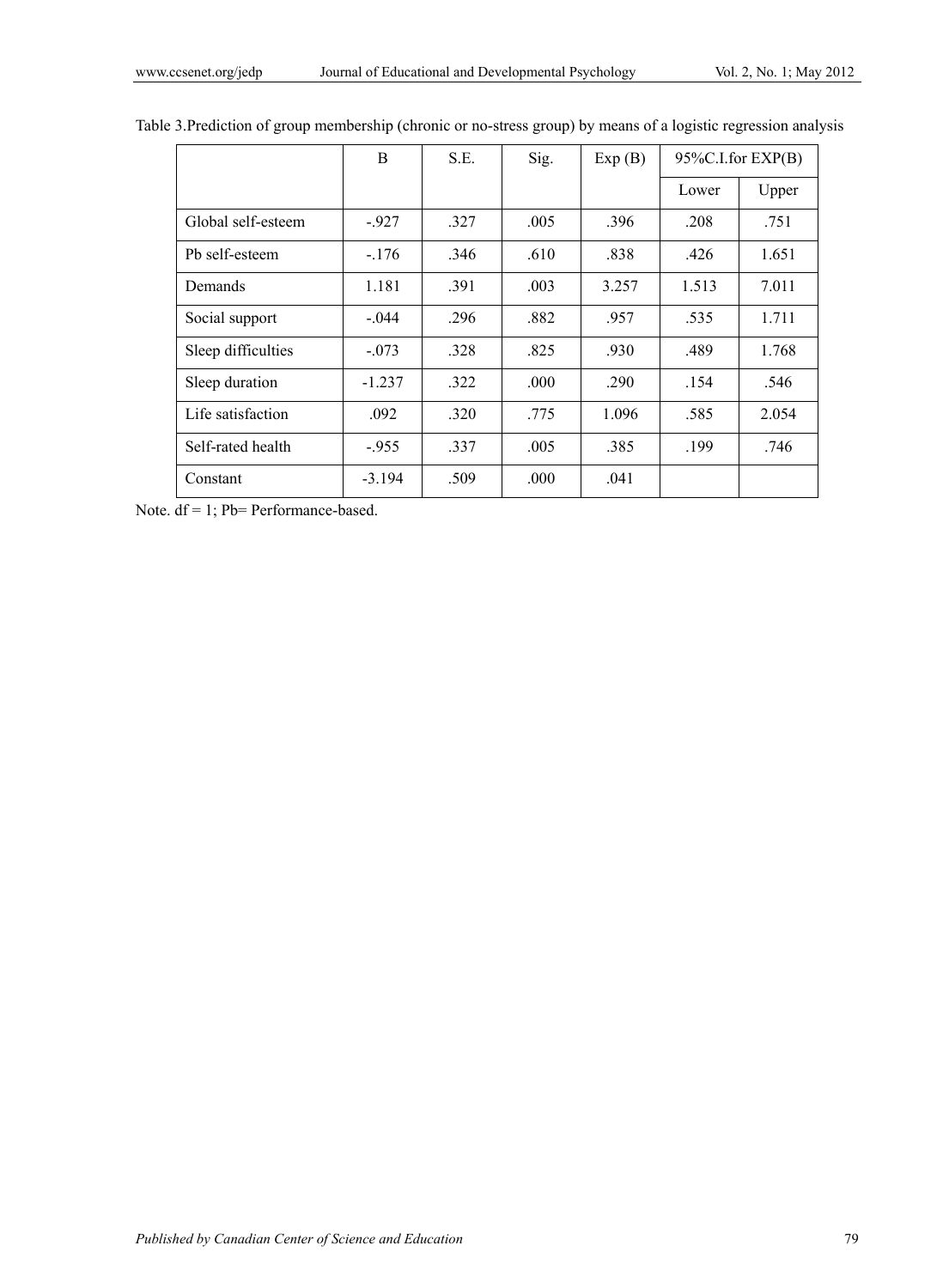Table 3.Prediction of group membership (chronic or no-stress group) by means of a logistic regression analysis

| | B | S.E. | Sig. | Exp (B) | 95%C.I.for EXP(B) | |
|---|---|---|---|---|---|---|
| | | | | | Lower | Upper |
| Global self-esteem | -.927 | .327 | .005 | .396 | .208 | .751 |
| Pb self-esteem | -.176 | .346 | .610 | .838 | .426 | 1.651 |
| Demands | 1.181 | .391 | .003 | 3.257 | 1.513 | 7.011 |
| Social support | -.044 | .296 | .882 | .957 | .535 | 1.711 |
| Sleep difficulties | -.073 | .328 | .825 | .930 | .489 | 1.768 |
| Sleep duration | -1.237 | .322 | .000 | .290 | .154 | .546 |
| Life satisfaction | .092 | .320 | .775 | 1.096 | .585 | 2.054 |
| Self-rated health | -.955 | .337 | .005 | .385 | .199 | .746 |
| Constant | -3.194 | .509 | .000 | .041 | | |

Note. df = 1; Pb= Performance-based.